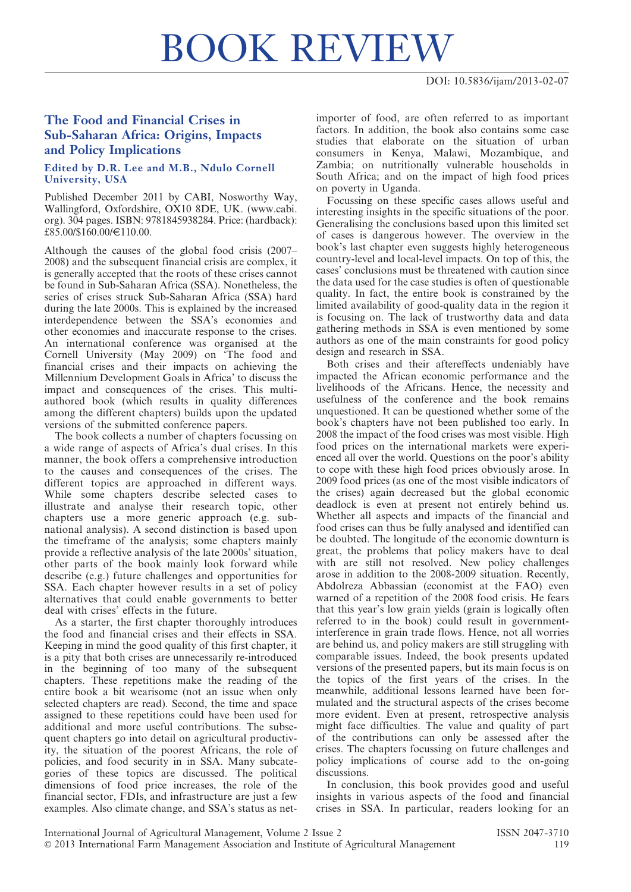# BOOK REVIEW

DOI: 10.5836/ijam/2013-02-07

## The Food and Financial Crises in Sub-Saharan Africa: Origins, Impacts and Policy Implications

### Edited by D.R. Lee and M.B., Ndulo Cornell University, USA

Published December 2011 by CABI, Nosworthy Way, Wallingford, Oxfordshire, OX10 8DE, UK. (www.cabi.org). 304 pages. ISBN: 9781845938284. Price: (hardback): £85.00/$160.00/€110.00.

Although the causes of the global food crisis (2007–2008) and the subsequent financial crisis are complex, it is generally accepted that the roots of these crises cannot be found in Sub-Saharan Africa (SSA). Nonetheless, the series of crises struck Sub-Saharan Africa (SSA) hard during the late 2000s. This is explained by the increased interdependence between the SSA's economies and other economies and inaccurate response to the crises. An international conference was organised at the Cornell University (May 2009) on 'The food and financial crises and their impacts on achieving the Millennium Development Goals in Africa' to discuss the impact and consequences of the crises. This multi-authored book (which results in quality differences among the different chapters) builds upon the updated versions of the submitted conference papers.

The book collects a number of chapters focussing on a wide range of aspects of Africa's dual crises. In this manner, the book offers a comprehensive introduction to the causes and consequences of the crises. The different topics are approached in different ways. While some chapters describe selected cases to illustrate and analyse their research topic, other chapters use a more generic approach (e.g. sub-national analysis). A second distinction is based upon the timeframe of the analysis; some chapters mainly provide a reflective analysis of the late 2000s' situation, other parts of the book mainly look forward while describe (e.g.) future challenges and opportunities for SSA. Each chapter however results in a set of policy alternatives that could enable governments to better deal with crises' effects in the future.

As a starter, the first chapter thoroughly introduces the food and financial crises and their effects in SSA. Keeping in mind the good quality of this first chapter, it is a pity that both crises are unnecessarily re-introduced in the beginning of too many of the subsequent chapters. These repetitions make the reading of the entire book a bit wearisome (not an issue when only selected chapters are read). Second, the time and space assigned to these repetitions could have been used for additional and more useful contributions. The subsequent chapters go into detail on agricultural productivity, the situation of the poorest Africans, the role of policies, and food security in in SSA. Many subcategories of these topics are discussed. The political dimensions of food price increases, the role of the financial sector, FDIs, and infrastructure are just a few examples. Also climate change, and SSA's status as net-importer of food, are often referred to as important factors. In addition, the book also contains some case studies that elaborate on the situation of urban consumers in Kenya, Malawi, Mozambique, and Zambia; on nutritionally vulnerable households in South Africa; and on the impact of high food prices on poverty in Uganda.

Focussing on these specific cases allows useful and interesting insights in the specific situations of the poor. Generalising the conclusions based upon this limited set of cases is dangerous however. The overview in the book's last chapter even suggests highly heterogeneous country-level and local-level impacts. On top of this, the cases' conclusions must be threatened with caution since the data used for the case studies is often of questionable quality. In fact, the entire book is constrained by the limited availability of good-quality data in the region it is focusing on. The lack of trustworthy data and data gathering methods in SSA is even mentioned by some authors as one of the main constraints for good policy design and research in SSA.

Both crises and their aftereffects undeniably have impacted the African economic performance and the livelihoods of the Africans. Hence, the necessity and usefulness of the conference and the book remains unquestioned. It can be questioned whether some of the book's chapters have not been published too early. In 2008 the impact of the food crises was most visible. High food prices on the international markets were experienced all over the world. Questions on the poor's ability to cope with these high food prices obviously arose. In 2009 food prices (as one of the most visible indicators of the crises) again decreased but the global economic deadlock is even at present not entirely behind us. Whether all aspects and impacts of the financial and food crises can thus be fully analysed and identified can be doubted. The longitude of the economic downturn is great, the problems that policy makers have to deal with are still not resolved. New policy challenges arose in addition to the 2008-2009 situation. Recently, Abdolreza Abbassian (economist at the FAO) even warned of a repetition of the 2008 food crisis. He fears that this year's low grain yields (grain is logically often referred to in the book) could result in government-interference in grain trade flows. Hence, not all worries are behind us, and policy makers are still struggling with comparable issues. Indeed, the book presents updated versions of the presented papers, but its main focus is on the topics of the first years of the crises. In the meanwhile, additional lessons learned have been formulated and the structural aspects of the crises become more evident. Even at present, retrospective analysis might face difficulties. The value and quality of part of the contributions can only be assessed after the crises. The chapters focussing on future challenges and policy implications of course add to the on-going discussions.

In conclusion, this book provides good and useful insights in various aspects of the food and financial crises in SSA. In particular, readers looking for an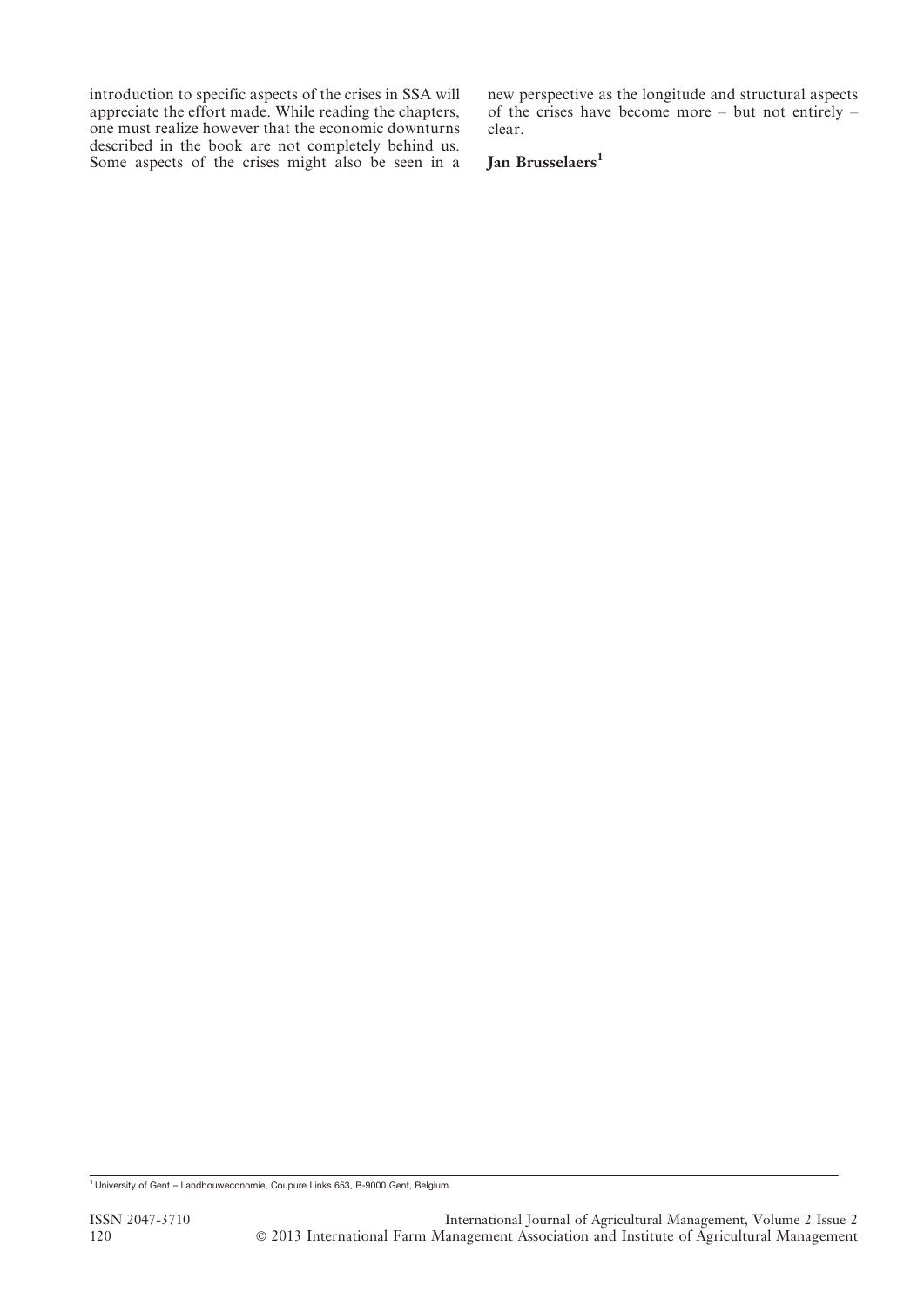introduction to specific aspects of the crises in SSA will appreciate the effort made. While reading the chapters, one must realize however that the economic downturns described in the book are not completely behind us. Some aspects of the crises might also be seen in a new perspective as the longitude and structural aspects of the crises have become more – but not entirely – clear.

**Jan Brusselaers**[1]

[1] University of Gent – Landbouweconomie, Coupure Links 653, B-9000 Gent, Belgium.